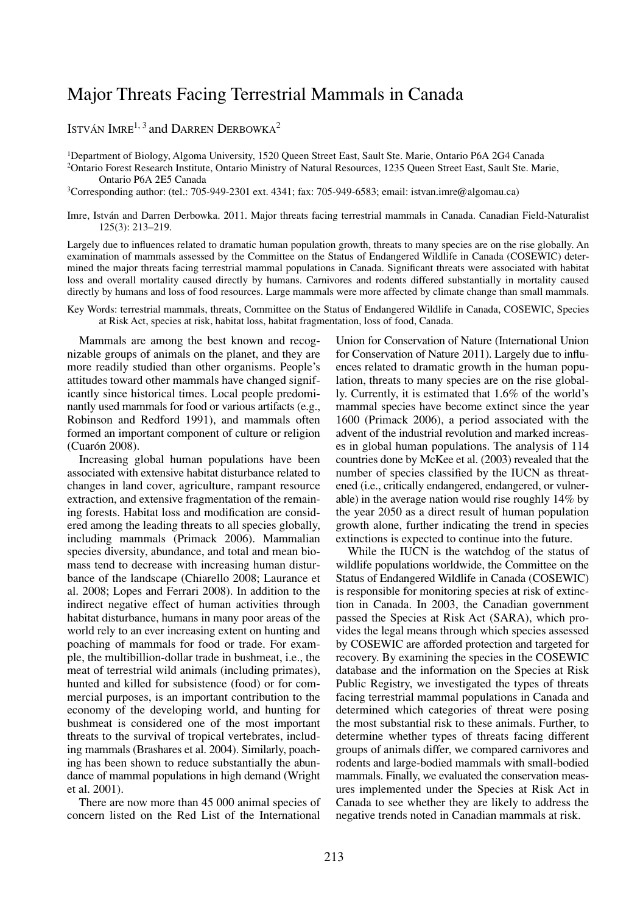# Major Threats Facing Terrestrial Mammals in Canada

István Imre[1, 3] and Darren Derbowka[2]

[1]Department of Biology, Algoma University, 1520 Queen Street East, Sault Ste. Marie, Ontario P6A 2G4 Canada

[2]Ontario Forest Research Institute, Ontario Ministry of Natural Resources, 1235 Queen Street East, Sault Ste. Marie, Ontario P6A 2E5 Canada

[3]Corresponding author: (tel.: 705-949-2301 ext. 4341; fax: 705-949-6583; email: istvan.imre@algomau.ca)

Imre, István and Darren Derbowka. 2011. Major threats facing terrestrial mammals in Canada. Canadian Field-Naturalist 125(3): 213–219.

Largely due to influences related to dramatic human population growth, threats to many species are on the rise globally. An examination of mammals assessed by the Committee on the Status of Endangered Wildlife in Canada (COSEWIC) determined the major threats facing terrestrial mammal populations in Canada. Significant threats were associated with habitat loss and overall mortality caused directly by humans. Carnivores and rodents differed substantially in mortality caused directly by humans and loss of food resources. Large mammals were more affected by climate change than small mammals.

Key Words: terrestrial mammals, threats, Committee on the Status of Endangered Wildlife in Canada, COSEWIC, Species at Risk Act, species at risk, habitat loss, habitat fragmentation, loss of food, Canada.

Mammals are among the best known and recognizable groups of animals on the planet, and they are more readily studied than other organisms. People's attitudes toward other mammals have changed significantly since historical times. Local people predominantly used mammals for food or various artifacts (e.g., Robinson and Redford 1991), and mammals often formed an important component of culture or religion (Cuarón 2008).

Increasing global human populations have been associated with extensive habitat disturbance related to changes in land cover, agriculture, rampant resource extraction, and extensive fragmentation of the remaining forests. Habitat loss and modification are considered among the leading threats to all species globally, including mammals (Primack 2006). Mammalian species diversity, abundance, and total and mean biomass tend to decrease with increasing human disturbance of the landscape (Chiarello 2008; Laurance et al. 2008; Lopes and Ferrari 2008). In addition to the indirect negative effect of human activities through habitat disturbance, humans in many poor areas of the world rely to an ever increasing extent on hunting and poaching of mammals for food or trade. For example, the multibillion-dollar trade in bushmeat, i.e., the meat of terrestrial wild animals (including primates), hunted and killed for subsistence (food) or for commercial purposes, is an important contribution to the economy of the developing world, and hunting for bushmeat is considered one of the most important threats to the survival of tropical vertebrates, including mammals (Brashares et al. 2004). Similarly, poaching has been shown to reduce substantially the abundance of mammal populations in high demand (Wright et al. 2001).

There are now more than 45 000 animal species of concern listed on the Red List of the International Union for Conservation of Nature (International Union for Conservation of Nature 2011). Largely due to influences related to dramatic growth in the human population, threats to many species are on the rise globally. Currently, it is estimated that 1.6% of the world's mammal species have become extinct since the year 1600 (Primack 2006), a period associated with the advent of the industrial revolution and marked increases in global human populations. The analysis of 114 countries done by McKee et al. (2003) revealed that the number of species classified by the IUCN as threatened (i.e., critically endangered, endangered, or vulnerable) in the average nation would rise roughly 14% by the year 2050 as a direct result of human population growth alone, further indicating the trend in species extinctions is expected to continue into the future.

While the IUCN is the watchdog of the status of wildlife populations worldwide, the Committee on the Status of Endangered Wildlife in Canada (COSEWIC) is responsible for monitoring species at risk of extinction in Canada. In 2003, the Canadian government passed the Species at Risk Act (SARA), which provides the legal means through which species assessed by COSEWIC are afforded protection and targeted for recovery. By examining the species in the COSEWIC database and the information on the Species at Risk Public Registry, we investigated the types of threats facing terrestrial mammal populations in Canada and determined which categories of threat were posing the most substantial risk to these animals. Further, to determine whether types of threats facing different groups of animals differ, we compared carnivores and rodents and large-bodied mammals with small-bodied mammals. Finally, we evaluated the conservation measures implemented under the Species at Risk Act in Canada to see whether they are likely to address the negative trends noted in Canadian mammals at risk.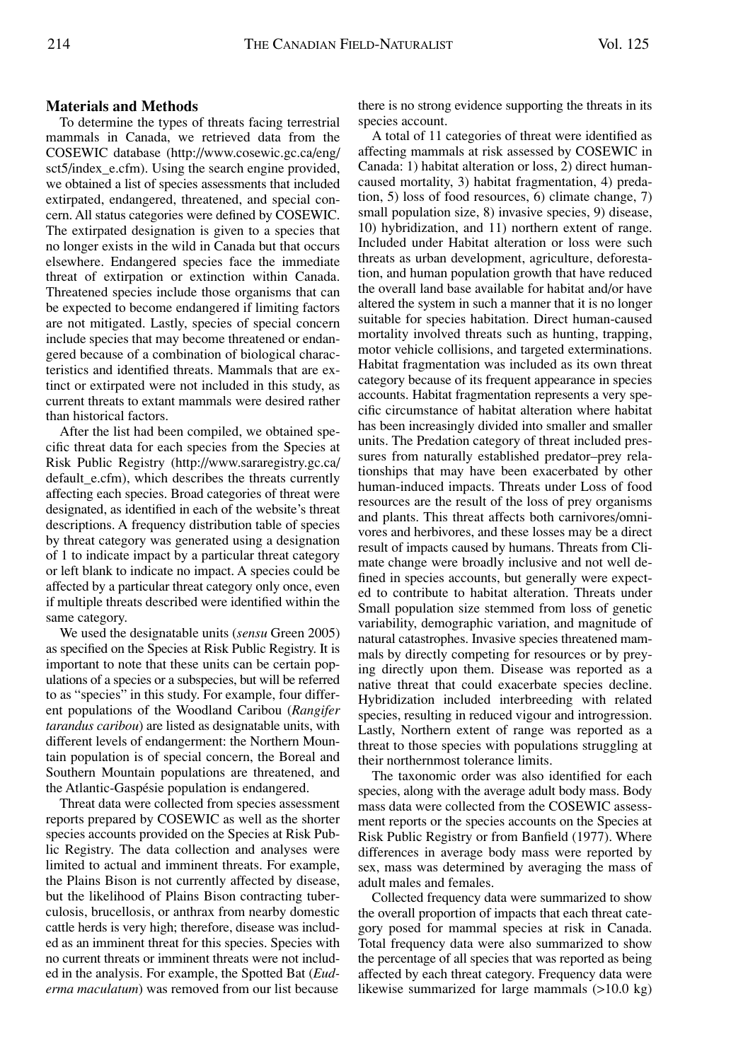## Materials and Methods

To determine the types of threats facing terrestrial mammals in Canada, we retrieved data from the COSEWIC database (http://www.cosewic.gc.ca/eng/sct5/index_e.cfm). Using the search engine provided, we obtained a list of species assessments that included extirpated, endangered, threatened, and special concern. All status categories were defined by COSEWIC. The extirpated designation is given to a species that no longer exists in the wild in Canada but that occurs elsewhere. Endangered species face the immediate threat of extirpation or extinction within Canada. Threatened species include those organisms that can be expected to become endangered if limiting factors are not mitigated. Lastly, species of special concern include species that may become threatened or endangered because of a combination of biological characteristics and identified threats. Mammals that are extinct or extirpated were not included in this study, as current threats to extant mammals were desired rather than historical factors.

After the list had been compiled, we obtained specific threat data for each species from the Species at Risk Public Registry (http://www.sararegistry.gc.ca/default_e.cfm), which describes the threats currently affecting each species. Broad categories of threat were designated, as identified in each of the website's threat descriptions. A frequency distribution table of species by threat category was generated using a designation of 1 to indicate impact by a particular threat category or left blank to indicate no impact. A species could be affected by a particular threat category only once, even if multiple threats described were identified within the same category.

We used the designatable units (*sensu* Green 2005) as specified on the Species at Risk Public Registry. It is important to note that these units can be certain populations of a species or a subspecies, but will be referred to as "species" in this study. For example, four different populations of the Woodland Caribou (*Rangifer tarandus caribou*) are listed as designatable units, with different levels of endangerment: the Northern Mountain population is of special concern, the Boreal and Southern Mountain populations are threatened, and the Atlantic-Gaspésie population is endangered.

Threat data were collected from species assessment reports prepared by COSEWIC as well as the shorter species accounts provided on the Species at Risk Public Registry. The data collection and analyses were limited to actual and imminent threats. For example, the Plains Bison is not currently affected by disease, but the likelihood of Plains Bison contracting tuberculosis, brucellosis, or anthrax from nearby domestic cattle herds is very high; therefore, disease was included as an imminent threat for this species. Species with no current threats or imminent threats were not included in the analysis. For example, the Spotted Bat (*Euderma maculatum*) was removed from our list because there is no strong evidence supporting the threats in its species account.

A total of 11 categories of threat were identified as affecting mammals at risk assessed by COSEWIC in Canada: 1) habitat alteration or loss, 2) direct human-caused mortality, 3) habitat fragmentation, 4) predation, 5) loss of food resources, 6) climate change, 7) small population size, 8) invasive species, 9) disease, 10) hybridization, and 11) northern extent of range. Included under Habitat alteration or loss were such threats as urban development, agriculture, deforestation, and human population growth that have reduced the overall land base available for habitat and/or have altered the system in such a manner that it is no longer suitable for species habitation. Direct human-caused mortality involved threats such as hunting, trapping, motor vehicle collisions, and targeted exterminations. Habitat fragmentation was included as its own threat category because of its frequent appearance in species accounts. Habitat fragmentation represents a very specific circumstance of habitat alteration where habitat has been increasingly divided into smaller and smaller units. The Predation category of threat included pressures from naturally established predator–prey relationships that may have been exacerbated by other human-induced impacts. Threats under Loss of food resources are the result of the loss of prey organisms and plants. This threat affects both carnivores/omnivores and herbivores, and these losses may be a direct result of impacts caused by humans. Threats from Climate change were broadly inclusive and not well defined in species accounts, but generally were expected to contribute to habitat alteration. Threats under Small population size stemmed from loss of genetic variability, demographic variation, and magnitude of natural catastrophes. Invasive species threatened mammals by directly competing for resources or by preying directly upon them. Disease was reported as a native threat that could exacerbate species decline. Hybridization included interbreeding with related species, resulting in reduced vigour and introgression. Lastly, Northern extent of range was reported as a threat to those species with populations struggling at their northernmost tolerance limits.

The taxonomic order was also identified for each species, along with the average adult body mass. Body mass data were collected from the COSEWIC assessment reports or the species accounts on the Species at Risk Public Registry or from Banfield (1977). Where differences in average body mass were reported by sex, mass was determined by averaging the mass of adult males and females.

Collected frequency data were summarized to show the overall proportion of impacts that each threat category posed for mammal species at risk in Canada. Total frequency data were also summarized to show the percentage of all species that was reported as being affected by each threat category. Frequency data were likewise summarized for large mammals (>10.0 kg)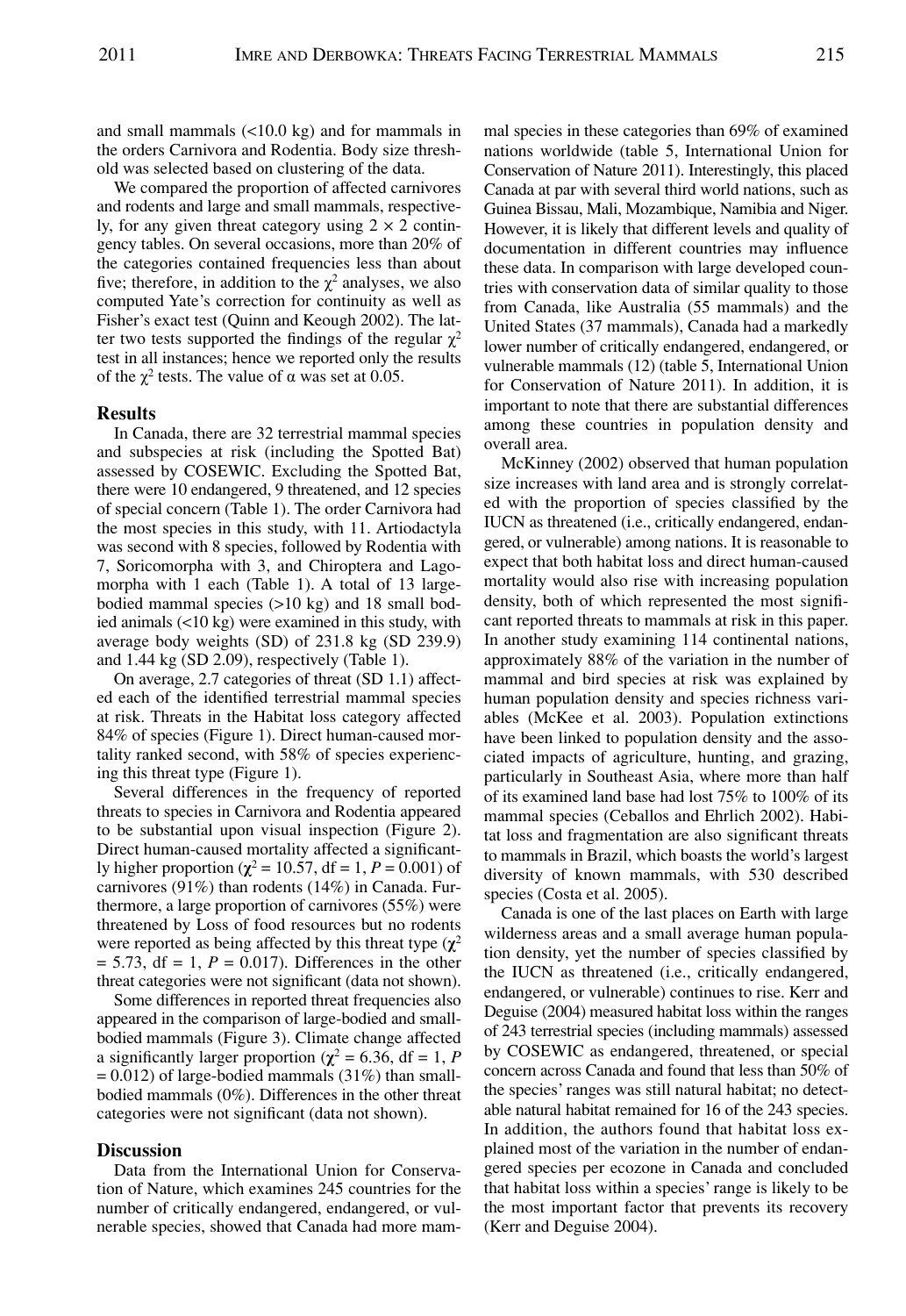and small mammals (<10.0 kg) and for mammals in the orders Carnivora and Rodentia. Body size threshold was selected based on clustering of the data.

We compared the proportion of affected carnivores and rodents and large and small mammals, respectively, for any given threat category using 2 × 2 contingency tables. On several occasions, more than 20% of the categories contained frequencies less than about five; therefore, in addition to the $\chi^2$ analyses, we also computed Yate's correction for continuity as well as Fisher's exact test (Quinn and Keough 2002). The latter two tests supported the findings of the regular $\chi^2$ test in all instances; hence we reported only the results of the $\chi^2$ tests. The value of α was set at 0.05.

## Results

In Canada, there are 32 terrestrial mammal species and subspecies at risk (including the Spotted Bat) assessed by COSEWIC. Excluding the Spotted Bat, there were 10 endangered, 9 threatened, and 12 species of special concern (Table 1). The order Carnivora had the most species in this study, with 11. Artiodactyla was second with 8 species, followed by Rodentia with 7, Soricomorpha with 3, and Chiroptera and Lagomorpha with 1 each (Table 1). A total of 13 large-bodied mammal species (>10 kg) and 18 small bodied animals (<10 kg) were examined in this study, with average body weights (SD) of 231.8 kg (SD 239.9) and 1.44 kg (SD 2.09), respectively (Table 1).

On average, 2.7 categories of threat (SD 1.1) affected each of the identified terrestrial mammal species at risk. Threats in the Habitat loss category affected 84% of species (Figure 1). Direct human-caused mortality ranked second, with 58% of species experiencing this threat type (Figure 1).

Several differences in the frequency of reported threats to species in Carnivora and Rodentia appeared to be substantial upon visual inspection (Figure 2). Direct human-caused mortality affected a significantly higher proportion ($\chi^2 = 10.57$, df = 1, $P = 0.001$) of carnivores (91%) than rodents (14%) in Canada. Furthermore, a large proportion of carnivores (55%) were threatened by Loss of food resources but no rodents were reported as being affected by this threat type ($\chi^2 = 5.73$, df = 1, $P = 0.017$). Differences in the other threat categories were not significant (data not shown).

Some differences in reported threat frequencies also appeared in the comparison of large-bodied and small-bodied mammals (Figure 3). Climate change affected a significantly larger proportion ($\chi^2 = 6.36$, df = 1, $P = 0.012$) of large-bodied mammals (31%) than small-bodied mammals (0%). Differences in the other threat categories were not significant (data not shown).

## Discussion

Data from the International Union for Conservation of Nature, which examines 245 countries for the number of critically endangered, endangered, or vulnerable species, showed that Canada had more mammal species in these categories than 69% of examined nations worldwide (table 5, International Union for Conservation of Nature 2011). Interestingly, this placed Canada at par with several third world nations, such as Guinea Bissau, Mali, Mozambique, Namibia and Niger. However, it is likely that different levels and quality of documentation in different countries may influence these data. In comparison with large developed countries with conservation data of similar quality to those from Canada, like Australia (55 mammals) and the United States (37 mammals), Canada had a markedly lower number of critically endangered, endangered, or vulnerable mammals (12) (table 5, International Union for Conservation of Nature 2011). In addition, it is important to note that there are substantial differences among these countries in population density and overall area.

McKinney (2002) observed that human population size increases with land area and is strongly correlated with the proportion of species classified by the IUCN as threatened (i.e., critically endangered, endangered, or vulnerable) among nations. It is reasonable to expect that both habitat loss and direct human-caused mortality would also rise with increasing population density, both of which represented the most significant reported threats to mammals at risk in this paper. In another study examining 114 continental nations, approximately 88% of the variation in the number of mammal and bird species at risk was explained by human population density and species richness variables (McKee et al. 2003). Population extinctions have been linked to population density and the associated impacts of agriculture, hunting, and grazing, particularly in Southeast Asia, where more than half of its examined land base had lost 75% to 100% of its mammal species (Ceballos and Ehrlich 2002). Habitat loss and fragmentation are also significant threats to mammals in Brazil, which boasts the world's largest diversity of known mammals, with 530 described species (Costa et al. 2005).

Canada is one of the last places on Earth with large wilderness areas and a small average human population density, yet the number of species classified by the IUCN as threatened (i.e., critically endangered, endangered, or vulnerable) continues to rise. Kerr and Deguise (2004) measured habitat loss within the ranges of 243 terrestrial species (including mammals) assessed by COSEWIC as endangered, threatened, or special concern across Canada and found that less than 50% of the species' ranges was still natural habitat; no detectable natural habitat remained for 16 of the 243 species. In addition, the authors found that habitat loss explained most of the variation in the number of endangered species per ecozone in Canada and concluded that habitat loss within a species' range is likely to be the most important factor that prevents its recovery (Kerr and Deguise 2004).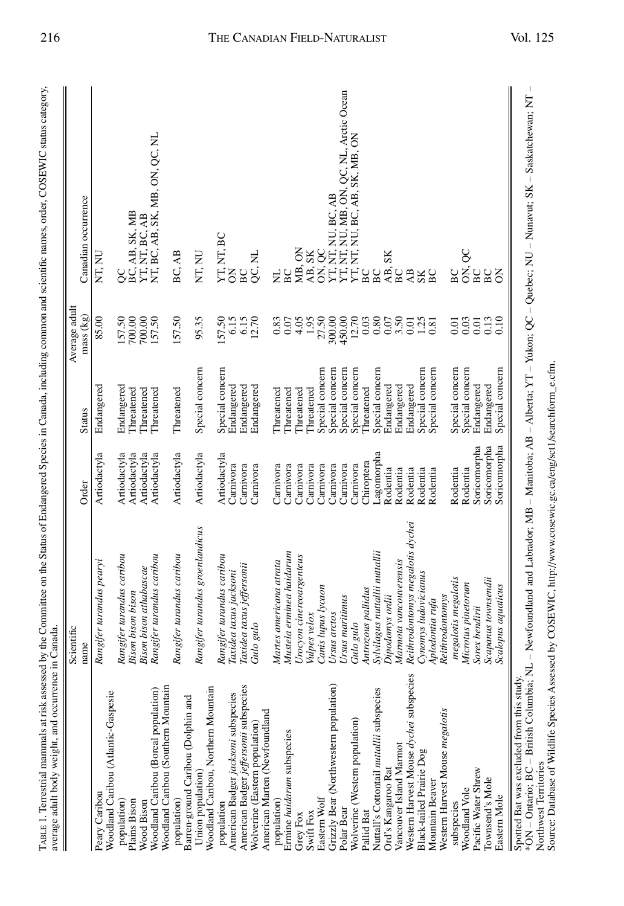TABLE 1. Terrestrial mammals at risk assessed by the Committee on the Status of Endangered Species in Canada, including common and scientific names, order, COSEWIC status category, average adult body weight, and occurrence in Canada.

| | Scientific name | Order | Status | Average adult mass (kg) | Canadian occurrence |
|---|---|---|---|---|---|
| Peary Caribou | *Rangifer tarandus pearyi* | Artiodactyla | Endangered | 85.00 | NT, NU |
| Woodland Caribou (Atlantic-Gaspesie population) | *Rangifer tarandus caribou* | Artiodactyla | Endangered | 157.50 | QC |
| Plains Bison | *Bison bison bison* | Artiodactyla | Threatened | 700.00 | BC, AB, SK, MB |
| Wood Bison | *Bison bison athabascae* | Artiodactyla | Threatened | 700.00 | YT, NT, BC, AB |
| Woodland Caribou (Boreal population) | *Rangifer tarandus caribou* | Artiodactyla | Threatened | 157.50 | NT, BC, AB, SK, MB, ON, QC, NL |
| Woodland Caribou (Southern Mountain population) | *Rangifer tarandus caribou* | Artiodactyla | Threatened | 157.50 | BC, AB |
| Barren-ground Caribou (Dolphin and Union population) | *Rangifer tarandus groenlandicus* | Artiodactyla | Special concern | 95.35 | NT, NU |
| Woodland Caribou, Northern Mountain population | *Rangifer tarandus caribou* | Artiodactyla | Special concern | 157.50 | YT, NT, BC |
| American Badger *jacksoni* subspecies | *Taxidea taxus jacksoni* | Carnivora | Endangered | 6.15 | ON |
| American Badger *jeffersonii* subspecies | *Taxidea taxus jeffersonii* | Carnivora | Endangered | 6.15 | BC |
| Wolverine (Eastern population) | *Gulo gulo* | Carnivora | Endangered | 12.70 | QC, NL |
| American Marten (Newfoundland population) | *Martes americana atrata* | Carnivora | Threatened | 0.83 | NL |
| Ermine *haidarum* subspecies | *Mustela erminea haidarum* | Carnivora | Threatened | 0.07 | BC |
| Grey Fox | *Urocyon cinereoargenteus* | Carnivora | Threatened | 4.05 | MB, ON |
| Swift Fox | *Vulpes velox* | Carnivora | Threatened | 1.95 | AB, SK |
| Eastern Wolf | *Canis lupus lycaon* | Carnivora | Special concern | 27.50 | ON, QC |
| Grizzly Bear (Northwestern population) | *Ursus arctos* | Carnivora | Special concern | 300.00 | YT, NT, NU, BC, AB |
| Polar Bear | *Ursus maritimus* | Carnivora | Special concern | 450.00 | YT, NT, NU, MB, ON, QC, NL, Arctic Ocean |
| Wolverine (Western population) | *Gulo gulo* | Carnivora | Special concern | 12.70 | YT, NT, NU, BC, AB, SK, MB, ON |
| Pallid Bat | *Antrozous pallidus* | Chiroptera | Threatened | 0.03 | BC |
| Nuttall's Cottontail *nuttallii* subspecies | *Sylvilagus nuttallii nuttallii* | Lagomorpha | Special concern | 0.80 | BC |
| Ord's Kangaroo Rat | *Dipodomys ordii* | Rodentia | Endangered | 0.07 | AB, SK |
| Vancouver Island Marmot | *Marmota vancouverensis* | Rodentia | Endangered | 3.50 | BC |
| Western Harvest Mouse *dychei* subspecies | *Reithrodontomys megalotis dychei* | Rodentia | Endangered | 0.01 | AB |
| Black-tailed Prairie Dog | *Cynomys ludovicianus* | Rodentia | Special concern | 1.25 | SK |
| Mountain Beaver | *Aplodontia rufa* | Rodentia | Special concern | 0.81 | BC |
| Western Harvest Mouse *megalotis* subspecies | *Reithrodontomys megalotis megalotis* | Rodentia | Special concern | 0.01 | BC |
| Woodland Vole | *Microtus pinetorum* | Rodentia | Special concern | 0.03 | ON, QC |
| Pacific Water Shrew | *Sorex bendirii* | Soricomorpha | Endangered | 0.01 | BC |
| Townsend's Mole | *Scapanus townsendii* | Soricomorpha | Endangered | 0.13 | BC |
| Eastern Mole | *Scalopus aquaticus* | Soricomorpha | Special concern | 0.10 | ON |

Spotted Bat was excluded from this study.

*ON – Ontario; BC – British Columbia; NL – Newfoundland and Labrador; MB – Manitoba; AB – Alberta; YT – Yukon; QC – Quebec; NU – Nunavut; SK – Saskatchewan; NT – Northwest Territories

Source: Database of Wildlife Species Assessed by COSEWIC, http://www.cosewic.gc.ca/eng/sct1/searchform_e.cfm.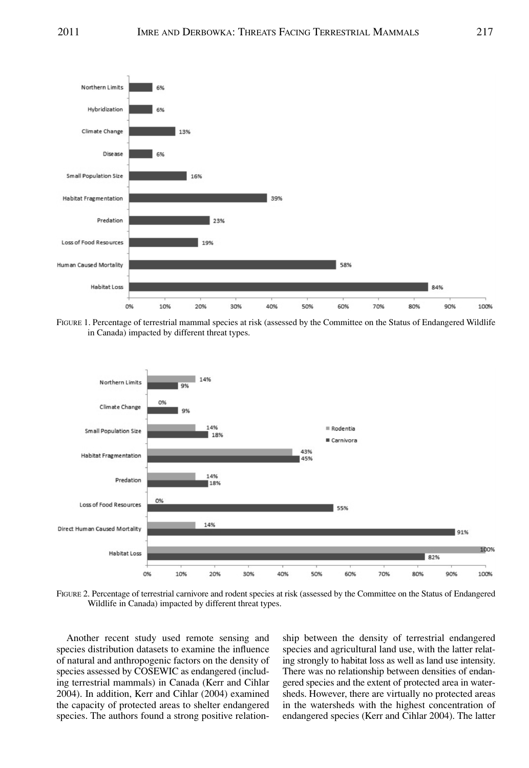FIGURE 1. Percentage of terrestrial mammal species at risk (assessed by the Committee on the Status of Endangered Wildlife in Canada) impacted by different threat types.

FIGURE 2. Percentage of terrestrial carnivore and rodent species at risk (assessed by the Committee on the Status of Endangered Wildlife in Canada) impacted by different threat types.

Another recent study used remote sensing and species distribution datasets to examine the influence of natural and anthropogenic factors on the density of species assessed by COSEWIC as endangered (including terrestrial mammals) in Canada (Kerr and Cihlar 2004). In addition, Kerr and Cihlar (2004) examined the capacity of protected areas to shelter endangered species. The authors found a strong positive relationship between the density of terrestrial endangered species and agricultural land use, with the latter relating strongly to habitat loss as well as land use intensity. There was no relationship between densities of endangered species and the extent of protected area in watersheds. However, there are virtually no protected areas in the watersheds with the highest concentration of endangered species (Kerr and Cihlar 2004). The latter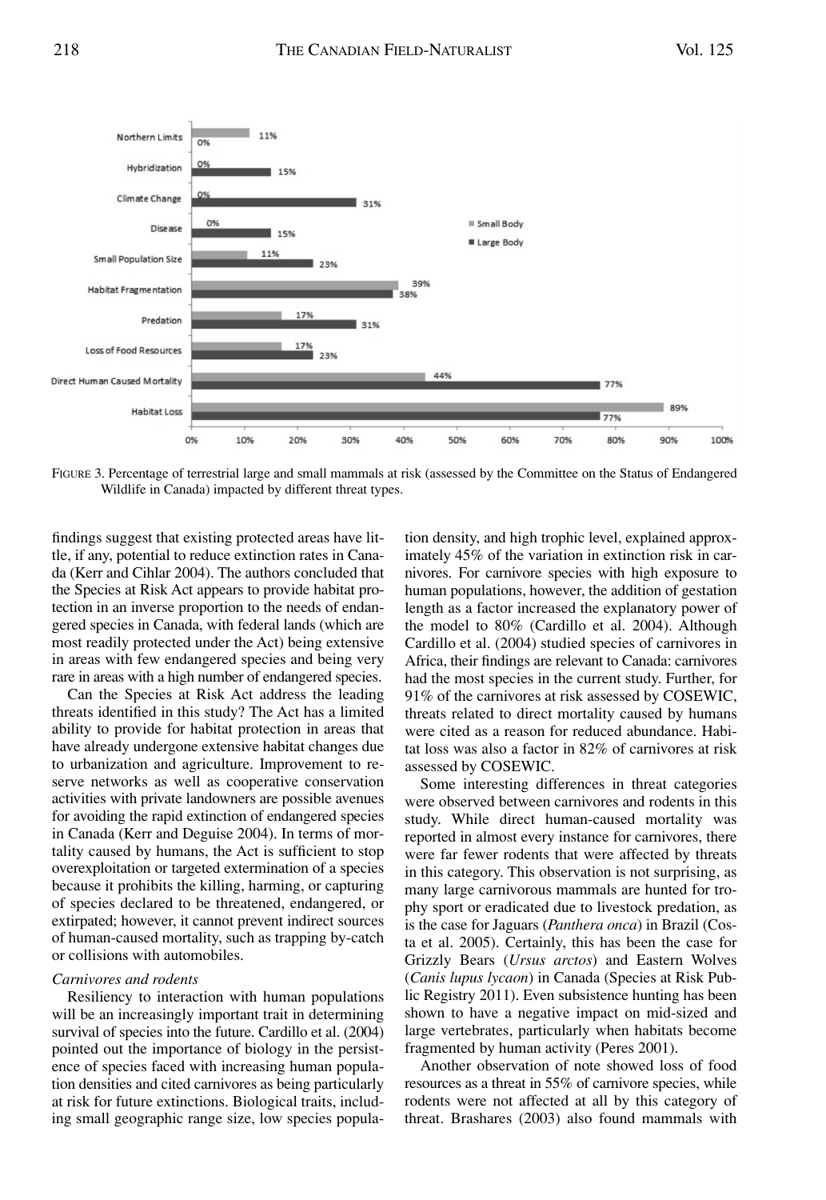FIGURE 3. Percentage of terrestrial large and small mammals at risk (assessed by the Committee on the Status of Endangered Wildlife in Canada) impacted by different threat types.

findings suggest that existing protected areas have little, if any, potential to reduce extinction rates in Canada (Kerr and Cihlar 2004). The authors concluded that the Species at Risk Act appears to provide habitat protection in an inverse proportion to the needs of endangered species in Canada, with federal lands (which are most readily protected under the Act) being extensive in areas with few endangered species and being very rare in areas with a high number of endangered species.

Can the Species at Risk Act address the leading threats identified in this study? The Act has a limited ability to provide for habitat protection in areas that have already undergone extensive habitat changes due to urbanization and agriculture. Improvement to reserve networks as well as cooperative conservation activities with private landowners are possible avenues for avoiding the rapid extinction of endangered species in Canada (Kerr and Deguise 2004). In terms of mortality caused by humans, the Act is sufficient to stop overexploitation or targeted extermination of a species because it prohibits the killing, harming, or capturing of species declared to be threatened, endangered, or extirpated; however, it cannot prevent indirect sources of human-caused mortality, such as trapping by-catch or collisions with automobiles.

*Carnivores and rodents*

Resiliency to interaction with human populations will be an increasingly important trait in determining survival of species into the future. Cardillo et al. (2004) pointed out the importance of biology in the persistence of species faced with increasing human population densities and cited carnivores as being particularly at risk for future extinctions. Biological traits, including small geographic range size, low species population density, and high trophic level, explained approximately 45% of the variation in extinction risk in carnivores. For carnivore species with high exposure to human populations, however, the addition of gestation length as a factor increased the explanatory power of the model to 80% (Cardillo et al. 2004). Although Cardillo et al. (2004) studied species of carnivores in Africa, their findings are relevant to Canada: carnivores had the most species in the current study. Further, for 91% of the carnivores at risk assessed by COSEWIC, threats related to direct mortality caused by humans were cited as a reason for reduced abundance. Habitat loss was also a factor in 82% of carnivores at risk assessed by COSEWIC.

Some interesting differences in threat categories were observed between carnivores and rodents in this study. While direct human-caused mortality was reported in almost every instance for carnivores, there were far fewer rodents that were affected by threats in this category. This observation is not surprising, as many large carnivorous mammals are hunted for trophy sport or eradicated due to livestock predation, as is the case for Jaguars (*Panthera onca*) in Brazil (Costa et al. 2005). Certainly, this has been the case for Grizzly Bears (*Ursus arctos*) and Eastern Wolves (*Canis lupus lycaon*) in Canada (Species at Risk Public Registry 2011). Even subsistence hunting has been shown to have a negative impact on mid-sized and large vertebrates, particularly when habitats become fragmented by human activity (Peres 2001).

Another observation of note showed loss of food resources as a threat in 55% of carnivore species, while rodents were not affected at all by this category of threat. Brashares (2003) also found mammals with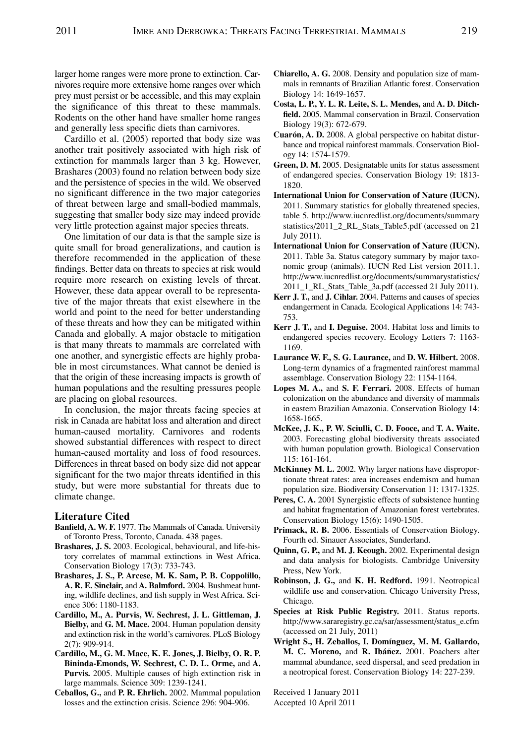larger home ranges were more prone to extinction. Carnivores require more extensive home ranges over which prey must persist or be accessible, and this may explain the significance of this threat to these mammals. Rodents on the other hand have smaller home ranges and generally less specific diets than carnivores.

Cardillo et al. (2005) reported that body size was another trait positively associated with high risk of extinction for mammals larger than 3 kg. However, Brashares (2003) found no relation between body size and the persistence of species in the wild. We observed no significant difference in the two major categories of threat between large and small-bodied mammals, suggesting that smaller body size may indeed provide very little protection against major species threats.

One limitation of our data is that the sample size is quite small for broad generalizations, and caution is therefore recommended in the application of these findings. Better data on threats to species at risk would require more research on existing levels of threat. However, these data appear overall to be representative of the major threats that exist elsewhere in the world and point to the need for better understanding of these threats and how they can be mitigated within Canada and globally. A major obstacle to mitigation is that many threats to mammals are correlated with one another, and synergistic effects are highly probable in most circumstances. What cannot be denied is that the origin of these increasing impacts is growth of human populations and the resulting pressures people are placing on global resources.

In conclusion, the major threats facing species at risk in Canada are habitat loss and alteration and direct human-caused mortality. Carnivores and rodents showed substantial differences with respect to direct human-caused mortality and loss of food resources. Differences in threat based on body size did not appear significant for the two major threats identified in this study, but were more substantial for threats due to climate change.

## Literature Cited

**Banfield, A. W. F.** 1977. The Mammals of Canada. University of Toronto Press, Toronto, Canada. 438 pages.

**Brashares, J. S.** 2003. Ecological, behavioural, and life-history correlates of mammal extinctions in West Africa. Conservation Biology 17(3): 733-743.

**Brashares, J. S., P. Arcese, M. K. Sam, P. B. Coppolillo, A. R. E. Sinclair,** and **A. Balmford.** 2004. Bushmeat hunting, wildlife declines, and fish supply in West Africa. Science 306: 1180-1183.

**Cardillo, M., A. Purvis, W. Sechrest, J. L. Gittleman, J. Bielby,** and **G. M. Mace.** 2004. Human population density and extinction risk in the world's carnivores. PLoS Biology 2(7): 909-914.

**Cardillo, M., G. M. Mace, K. E. Jones, J. Bielby, O. R. P. Bininda-Emonds, W. Sechrest, C. D. L. Orme,** and **A. Purvis.** 2005. Multiple causes of high extinction risk in large mammals. Science 309: 1239-1241.

**Ceballos, G.,** and **P. R. Ehrlich.** 2002. Mammal population losses and the extinction crisis. Science 296: 904-906.

**Chiarello, A. G.** 2008. Density and population size of mammals in remnants of Brazilian Atlantic forest. Conservation Biology 14: 1649-1657.

**Costa, L. P., Y. L. R. Leite, S. L. Mendes,** and **A. D. Ditchfield.** 2005. Mammal conservation in Brazil. Conservation Biology 19(3): 672-679.

**Cuarón, A. D.** 2008. A global perspective on habitat disturbance and tropical rainforest mammals. Conservation Biology 14: 1574-1579.

**Green, D. M.** 2005. Designatable units for status assessment of endangered species. Conservation Biology 19: 1813-1820.

**International Union for Conservation of Nature (IUCN).** 2011. Summary statistics for globally threatened species, table 5. http://www.iucnredlist.org/documents/summary statistics/2011_2_RL_Stats_Table5.pdf (accessed on 21 July 2011).

**International Union for Conservation of Nature (IUCN).** 2011. Table 3a. Status category summary by major taxonomic group (animals). IUCN Red List version 2011.1. http://www.iucnredlist.org/documents/summarystatistics/2011_1_RL_Stats_Table_3a.pdf (accessed 21 July 2011).

**Kerr J. T.,** and **J. Cihlar.** 2004. Patterns and causes of species endangerment in Canada. Ecological Applications 14: 743-753.

**Kerr J. T.,** and **I. Deguise.** 2004. Habitat loss and limits to endangered species recovery. Ecology Letters 7: 1163-1169.

**Laurance W. F., S. G. Laurance,** and **D. W. Hilbert.** 2008. Long-term dynamics of a fragmented rainforest mammal assemblage. Conservation Biology 22: 1154-1164.

**Lopes M. A.,** and **S. F. Ferrari.** 2008. Effects of human colonization on the abundance and diversity of mammals in eastern Brazilian Amazonia. Conservation Biology 14: 1658-1665.

**McKee, J. K., P. W. Sciulli, C. D. Fooce,** and **T. A. Waite.** 2003. Forecasting global biodiversity threats associated with human population growth. Biological Conservation 115: 161-164.

**McKinney M. L.** 2002. Why larger nations have disproportionate threat rates: area increases endemism and human population size. Biodiversity Conservation 11: 1317-1325.

**Peres, C. A.** 2001 Synergistic effects of subsistence hunting and habitat fragmentation of Amazonian forest vertebrates. Conservation Biology 15(6): 1490-1505.

**Primack, R. B.** 2006. Essentials of Conservation Biology. Fourth ed. Sinauer Associates, Sunderland.

**Quinn, G. P.,** and **M. J. Keough.** 2002. Experimental design and data analysis for biologists. Cambridge University Press, New York.

**Robinson, J. G.,** and **K. H. Redford.** 1991. Neotropical wildlife use and conservation. Chicago University Press, Chicago.

**Species at Risk Public Registry.** 2011. Status reports. http://www.sararegistry.gc.ca/sar/assessment/status_e.cfm (accessed on 21 July, 2011)

**Wright S., H. Zeballos, I. Domínguez, M. M. Gallardo, M. C. Moreno,** and **R. Ibáñez.** 2001. Poachers alter mammal abundance, seed dispersal, and seed predation in a neotropical forest. Conservation Biology 14: 227-239.

Received 1 January 2011
Accepted 10 April 2011